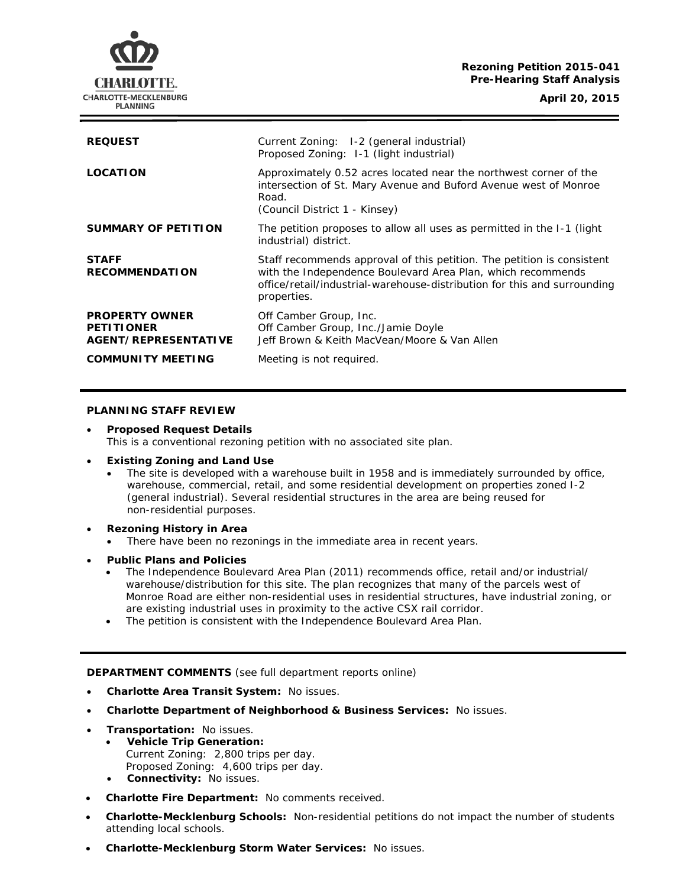CHARLOTTE.
CHARLOTTE-MECKLENBURG
PLANNING

**Rezoning Petition 2015-041**
**Pre-Hearing Staff Analysis**

**April 20, 2015**

| | |
|---|---|
| **REQUEST** | Current Zoning: I-2 (general industrial)<br>Proposed Zoning: I-1 (light industrial) |
| **LOCATION** | Approximately 0.52 acres located near the northwest corner of the intersection of St. Mary Avenue and Buford Avenue west of Monroe Road.<br>(Council District 1 - Kinsey) |
| **SUMMARY OF PETITION** | The petition proposes to allow all uses as permitted in the I-1 (light industrial) district. |
| **STAFF RECOMMENDATION** | Staff recommends approval of this petition. The petition is consistent with the Independence Boulevard Area Plan, which recommends office/retail/industrial-warehouse-distribution for this and surrounding properties. |
| **PROPERTY OWNER**<br>**PETITIONER**<br>**AGENT/REPRESENTATIVE** | Off Camber Group, Inc.<br>Off Camber Group, Inc./Jamie Doyle<br>Jeff Brown & Keith MacVean/Moore & Van Allen |
| **COMMUNITY MEETING** | Meeting is not required. |

## PLANNING STAFF REVIEW

- **Proposed Request Details**
  This is a conventional rezoning petition with no associated site plan.
- **Existing Zoning and Land Use**
  - The site is developed with a warehouse built in 1958 and is immediately surrounded by office, warehouse, commercial, retail, and some residential development on properties zoned I-2 (general industrial). Several residential structures in the area are being reused for non-residential purposes.
- **Rezoning History in Area**
  - There have been no rezonings in the immediate area in recent years.
- **Public Plans and Policies**
  - The Independence Boulevard Area Plan (2011) recommends office, retail and/or industrial/warehouse/distribution for this site. The plan recognizes that many of the parcels west of Monroe Road are either non-residential uses in residential structures, have industrial zoning, or are existing industrial uses in proximity to the active CSX rail corridor.
  - The petition is consistent with the Independence Boulevard Area Plan.

## DEPARTMENT COMMENTS (see full department reports online)

- **Charlotte Area Transit System:** No issues.
- **Charlotte Department of Neighborhood & Business Services:** No issues.
- **Transportation:** No issues.
  - **Vehicle Trip Generation:**
    Current Zoning: 2,800 trips per day.
    Proposed Zoning: 4,600 trips per day.
  - **Connectivity:** No issues.
- **Charlotte Fire Department:** No comments received.
- **Charlotte-Mecklenburg Schools:** Non-residential petitions do not impact the number of students attending local schools.
- **Charlotte-Mecklenburg Storm Water Services:** No issues.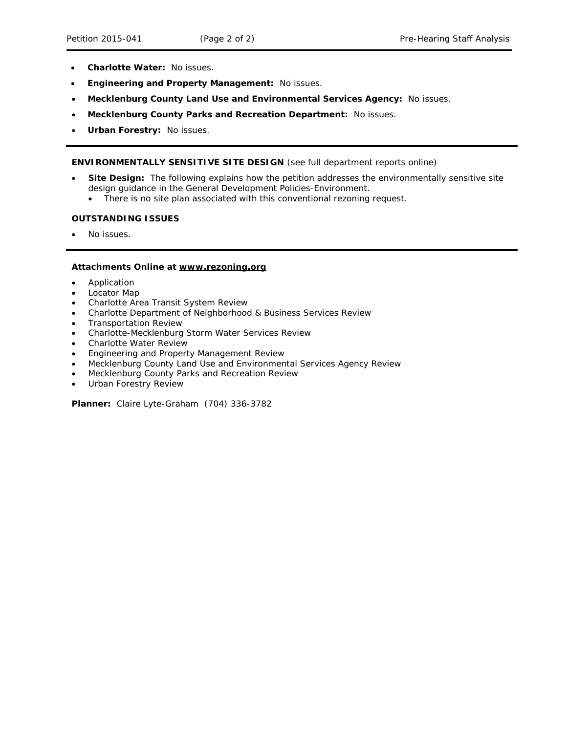- **Charlotte Water:** No issues.
- **Engineering and Property Management:** No issues.
- **Mecklenburg County Land Use and Environmental Services Agency:** No issues.
- **Mecklenburg County Parks and Recreation Department:** No issues.
- **Urban Forestry:** No issues.

**ENVIRONMENTALLY SENSITIVE SITE DESIGN** (see full department reports online)

- **Site Design:** The following explains how the petition addresses the environmentally sensitive site design guidance in the General Development Policies-Environment.
  - There is no site plan associated with this conventional rezoning request.

**OUTSTANDING ISSUES**

- No issues.

**Attachments Online at www.rezoning.org**

- Application
- Locator Map
- Charlotte Area Transit System Review
- Charlotte Department of Neighborhood & Business Services Review
- Transportation Review
- Charlotte-Mecklenburg Storm Water Services Review
- Charlotte Water Review
- Engineering and Property Management Review
- Mecklenburg County Land Use and Environmental Services Agency Review
- Mecklenburg County Parks and Recreation Review
- Urban Forestry Review

**Planner:** Claire Lyte-Graham (704) 336-3782